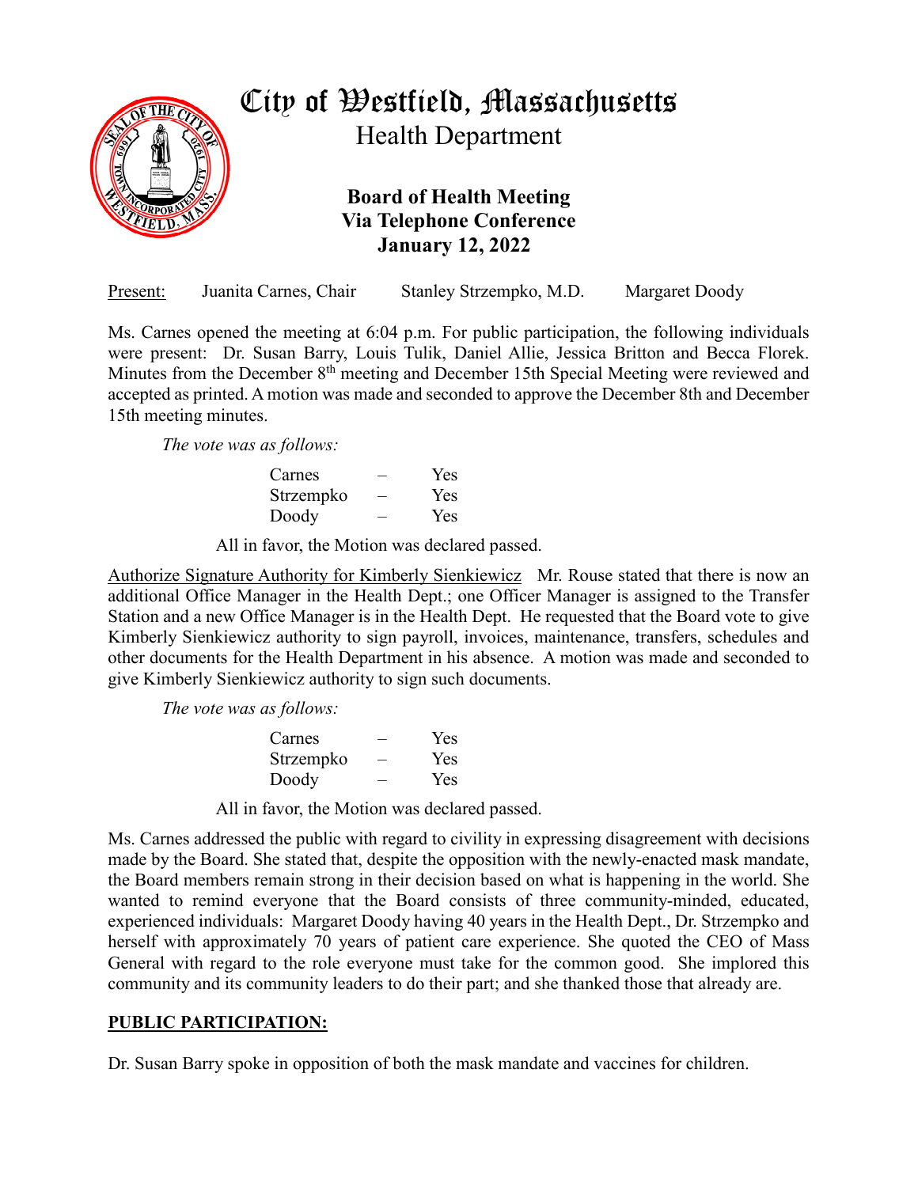# City of Westfield, Massachusetts

## Health Department

### Board of Health Meeting
### Via Telephone Conference
### January 12, 2022

Present: Juanita Carnes, Chair    Stanley Strzempko, M.D.    Margaret Doody

Ms. Carnes opened the meeting at 6:04 p.m. For public participation, the following individuals were present: Dr. Susan Barry, Louis Tulik, Daniel Allie, Jessica Britton and Becca Florek. Minutes from the December 8th meeting and December 15th Special Meeting were reviewed and accepted as printed. A motion was made and seconded to approve the December 8th and December 15th meeting minutes.

*The vote was as follows:*

| | | |
|---|---|---|
| Carnes | – | Yes |
| Strzempko | – | Yes |
| Doody | – | Yes |

All in favor, the Motion was declared passed.

Authorize Signature Authority for Kimberly Sienkiewicz   Mr. Rouse stated that there is now an additional Office Manager in the Health Dept.; one Officer Manager is assigned to the Transfer Station and a new Office Manager is in the Health Dept. He requested that the Board vote to give Kimberly Sienkiewicz authority to sign payroll, invoices, maintenance, transfers, schedules and other documents for the Health Department in his absence. A motion was made and seconded to give Kimberly Sienkiewicz authority to sign such documents.

*The vote was as follows:*

| | | |
|---|---|---|
| Carnes | – | Yes |
| Strzempko | – | Yes |
| Doody | – | Yes |

All in favor, the Motion was declared passed.

Ms. Carnes addressed the public with regard to civility in expressing disagreement with decisions made by the Board. She stated that, despite the opposition with the newly-enacted mask mandate, the Board members remain strong in their decision based on what is happening in the world. She wanted to remind everyone that the Board consists of three community-minded, educated, experienced individuals: Margaret Doody having 40 years in the Health Dept., Dr. Strzempko and herself with approximately 70 years of patient care experience. She quoted the CEO of Mass General with regard to the role everyone must take for the common good. She implored this community and its community leaders to do their part; and she thanked those that already are.

## PUBLIC PARTICIPATION:

Dr. Susan Barry spoke in opposition of both the mask mandate and vaccines for children.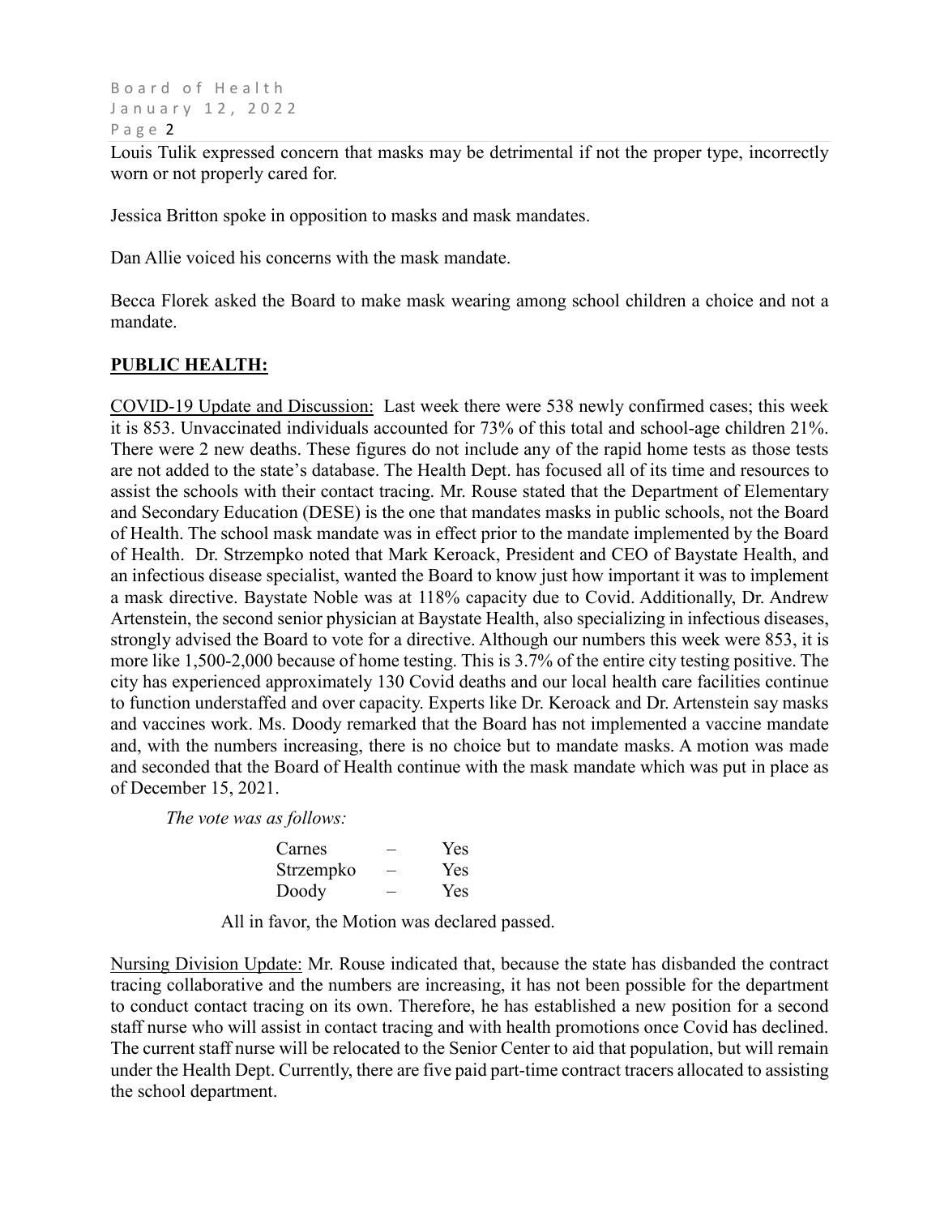Louis Tulik expressed concern that masks may be detrimental if not the proper type, incorrectly worn or not properly cared for.

Jessica Britton spoke in opposition to masks and mask mandates.

Dan Allie voiced his concerns with the mask mandate.

Becca Florek asked the Board to make mask wearing among school children a choice and not a mandate.

## PUBLIC HEALTH:

COVID-19 Update and Discussion: Last week there were 538 newly confirmed cases; this week it is 853. Unvaccinated individuals accounted for 73% of this total and school-age children 21%. There were 2 new deaths. These figures do not include any of the rapid home tests as those tests are not added to the state's database. The Health Dept. has focused all of its time and resources to assist the schools with their contact tracing. Mr. Rouse stated that the Department of Elementary and Secondary Education (DESE) is the one that mandates masks in public schools, not the Board of Health. The school mask mandate was in effect prior to the mandate implemented by the Board of Health. Dr. Strzempko noted that Mark Keroack, President and CEO of Baystate Health, and an infectious disease specialist, wanted the Board to know just how important it was to implement a mask directive. Baystate Noble was at 118% capacity due to Covid. Additionally, Dr. Andrew Artenstein, the second senior physician at Baystate Health, also specializing in infectious diseases, strongly advised the Board to vote for a directive. Although our numbers this week were 853, it is more like 1,500-2,000 because of home testing. This is 3.7% of the entire city testing positive. The city has experienced approximately 130 Covid deaths and our local health care facilities continue to function understaffed and over capacity. Experts like Dr. Keroack and Dr. Artenstein say masks and vaccines work. Ms. Doody remarked that the Board has not implemented a vaccine mandate and, with the numbers increasing, there is no choice but to mandate masks. A motion was made and seconded that the Board of Health continue with the mask mandate which was put in place as of December 15, 2021.

*The vote was as follows:*

| | | |
|---|---|---|
| Carnes | – | Yes |
| Strzempko | – | Yes |
| Doody | – | Yes |

All in favor, the Motion was declared passed.

Nursing Division Update: Mr. Rouse indicated that, because the state has disbanded the contract tracing collaborative and the numbers are increasing, it has not been possible for the department to conduct contact tracing on its own. Therefore, he has established a new position for a second staff nurse who will assist in contact tracing and with health promotions once Covid has declined. The current staff nurse will be relocated to the Senior Center to aid that population, but will remain under the Health Dept. Currently, there are five paid part-time contract tracers allocated to assisting the school department.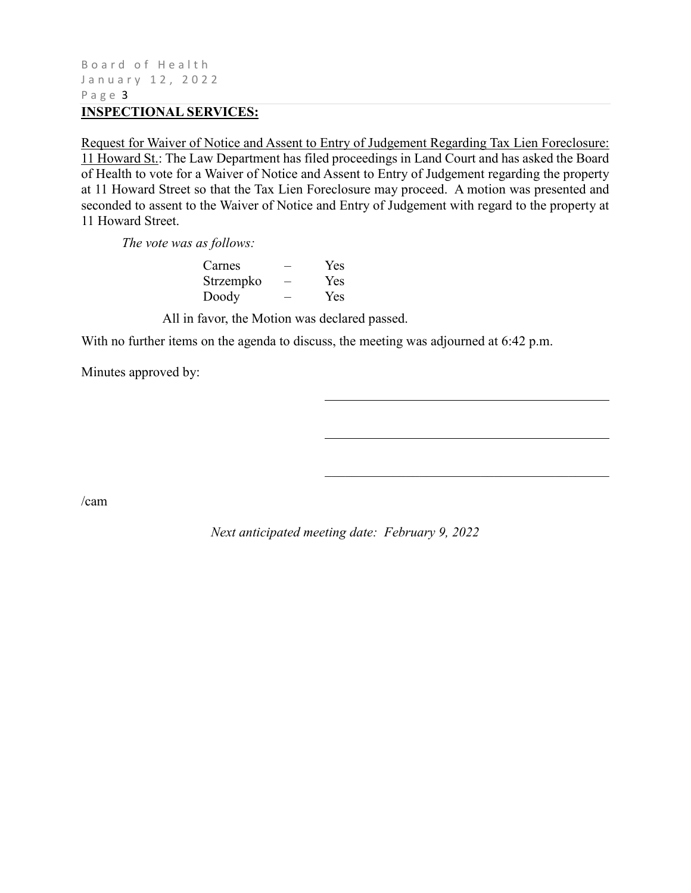**INSPECTIONAL SERVICES:**

Request for Waiver of Notice and Assent to Entry of Judgement Regarding Tax Lien Foreclosure: 11 Howard St.: The Law Department has filed proceedings in Land Court and has asked the Board of Health to vote for a Waiver of Notice and Assent to Entry of Judgement regarding the property at 11 Howard Street so that the Tax Lien Foreclosure may proceed. A motion was presented and seconded to assent to the Waiver of Notice and Entry of Judgement with regard to the property at 11 Howard Street.

*The vote was as follows:*

| | | |
|---|---|---|
| Carnes | – | Yes |
| Strzempko | – | Yes |
| Doody | – | Yes |

All in favor, the Motion was declared passed.

With no further items on the agenda to discuss, the meeting was adjourned at 6:42 p.m.

Minutes approved by:

\_\_\_\_\_\_\_\_\_\_\_\_\_\_\_\_\_\_\_\_\_\_\_\_\_\_\_\_\_\_\_\_\_\_\_\_\_\_\_\_

\_\_\_\_\_\_\_\_\_\_\_\_\_\_\_\_\_\_\_\_\_\_\_\_\_\_\_\_\_\_\_\_\_\_\_\_\_\_\_\_

\_\_\_\_\_\_\_\_\_\_\_\_\_\_\_\_\_\_\_\_\_\_\_\_\_\_\_\_\_\_\_\_\_\_\_\_\_\_\_\_

/cam

*Next anticipated meeting date: February 9, 2022*